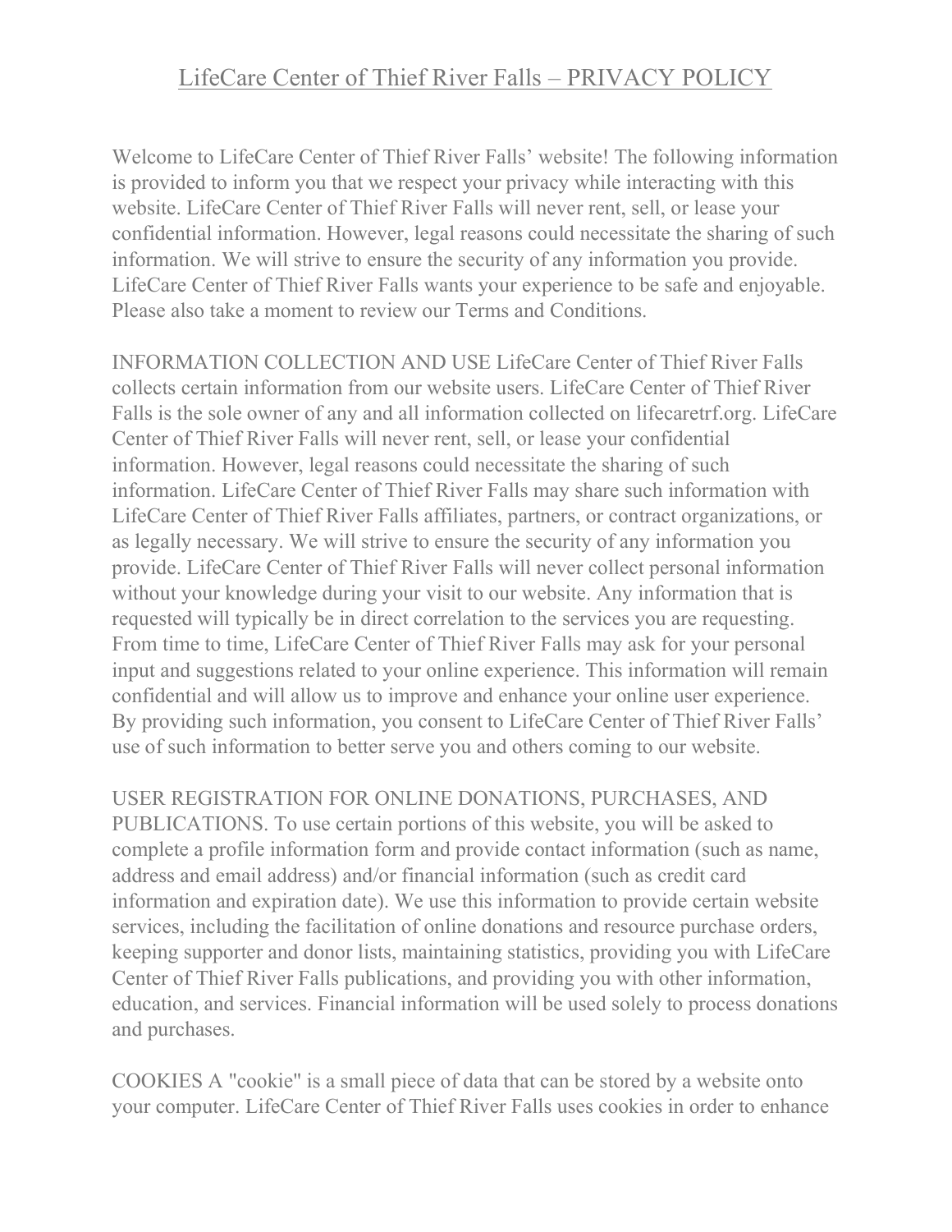# LifeCare Center of Thief River Falls – PRIVACY POLICY

Welcome to LifeCare Center of Thief River Falls' website! The following information is provided to inform you that we respect your privacy while interacting with this website. LifeCare Center of Thief River Falls will never rent, sell, or lease your confidential information. However, legal reasons could necessitate the sharing of such information. We will strive to ensure the security of any information you provide. LifeCare Center of Thief River Falls wants your experience to be safe and enjoyable. Please also take a moment to review our Terms and Conditions.

INFORMATION COLLECTION AND USE LifeCare Center of Thief River Falls collects certain information from our website users. LifeCare Center of Thief River Falls is the sole owner of any and all information collected on lifecaretrf.org. LifeCare Center of Thief River Falls will never rent, sell, or lease your confidential information. However, legal reasons could necessitate the sharing of such information. LifeCare Center of Thief River Falls may share such information with LifeCare Center of Thief River Falls affiliates, partners, or contract organizations, or as legally necessary. We will strive to ensure the security of any information you provide. LifeCare Center of Thief River Falls will never collect personal information without your knowledge during your visit to our website. Any information that is requested will typically be in direct correlation to the services you are requesting. From time to time, LifeCare Center of Thief River Falls may ask for your personal input and suggestions related to your online experience. This information will remain confidential and will allow us to improve and enhance your online user experience. By providing such information, you consent to LifeCare Center of Thief River Falls' use of such information to better serve you and others coming to our website.

USER REGISTRATION FOR ONLINE DONATIONS, PURCHASES, AND PUBLICATIONS. To use certain portions of this website, you will be asked to complete a profile information form and provide contact information (such as name, address and email address) and/or financial information (such as credit card information and expiration date). We use this information to provide certain website services, including the facilitation of online donations and resource purchase orders, keeping supporter and donor lists, maintaining statistics, providing you with LifeCare Center of Thief River Falls publications, and providing you with other information, education, and services. Financial information will be used solely to process donations and purchases.

COOKIES A "cookie" is a small piece of data that can be stored by a website onto your computer. LifeCare Center of Thief River Falls uses cookies in order to enhance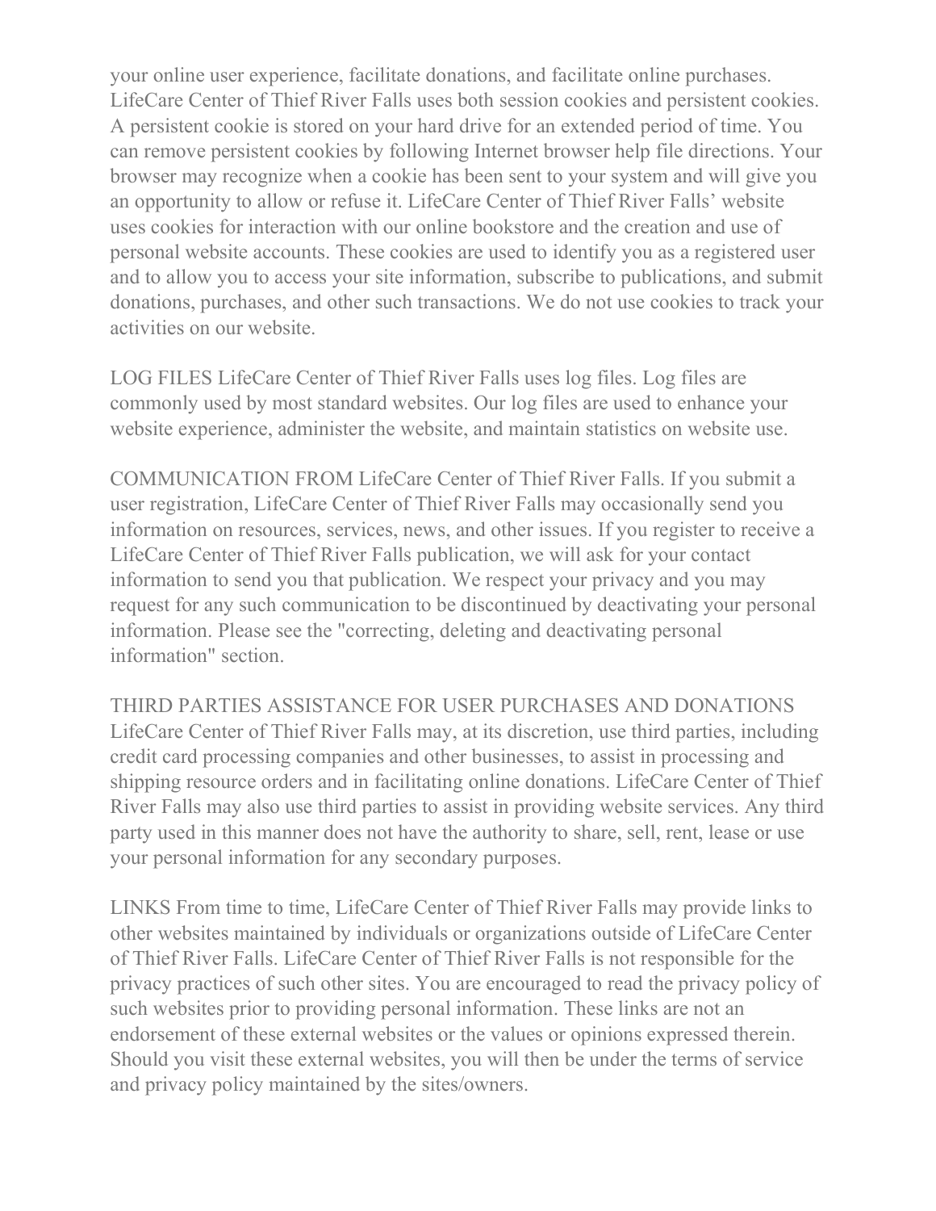your online user experience, facilitate donations, and facilitate online purchases. LifeCare Center of Thief River Falls uses both session cookies and persistent cookies. A persistent cookie is stored on your hard drive for an extended period of time. You can remove persistent cookies by following Internet browser help file directions. Your browser may recognize when a cookie has been sent to your system and will give you an opportunity to allow or refuse it. LifeCare Center of Thief River Falls' website uses cookies for interaction with our online bookstore and the creation and use of personal website accounts. These cookies are used to identify you as a registered user and to allow you to access your site information, subscribe to publications, and submit donations, purchases, and other such transactions. We do not use cookies to track your activities on our website.

LOG FILES LifeCare Center of Thief River Falls uses log files. Log files are commonly used by most standard websites. Our log files are used to enhance your website experience, administer the website, and maintain statistics on website use.

COMMUNICATION FROM LifeCare Center of Thief River Falls. If you submit a user registration, LifeCare Center of Thief River Falls may occasionally send you information on resources, services, news, and other issues. If you register to receive a LifeCare Center of Thief River Falls publication, we will ask for your contact information to send you that publication. We respect your privacy and you may request for any such communication to be discontinued by deactivating your personal information. Please see the "correcting, deleting and deactivating personal information" section.

THIRD PARTIES ASSISTANCE FOR USER PURCHASES AND DONATIONS LifeCare Center of Thief River Falls may, at its discretion, use third parties, including credit card processing companies and other businesses, to assist in processing and shipping resource orders and in facilitating online donations. LifeCare Center of Thief River Falls may also use third parties to assist in providing website services. Any third party used in this manner does not have the authority to share, sell, rent, lease or use your personal information for any secondary purposes.

LINKS From time to time, LifeCare Center of Thief River Falls may provide links to other websites maintained by individuals or organizations outside of LifeCare Center of Thief River Falls. LifeCare Center of Thief River Falls is not responsible for the privacy practices of such other sites. You are encouraged to read the privacy policy of such websites prior to providing personal information. These links are not an endorsement of these external websites or the values or opinions expressed therein. Should you visit these external websites, you will then be under the terms of service and privacy policy maintained by the sites/owners.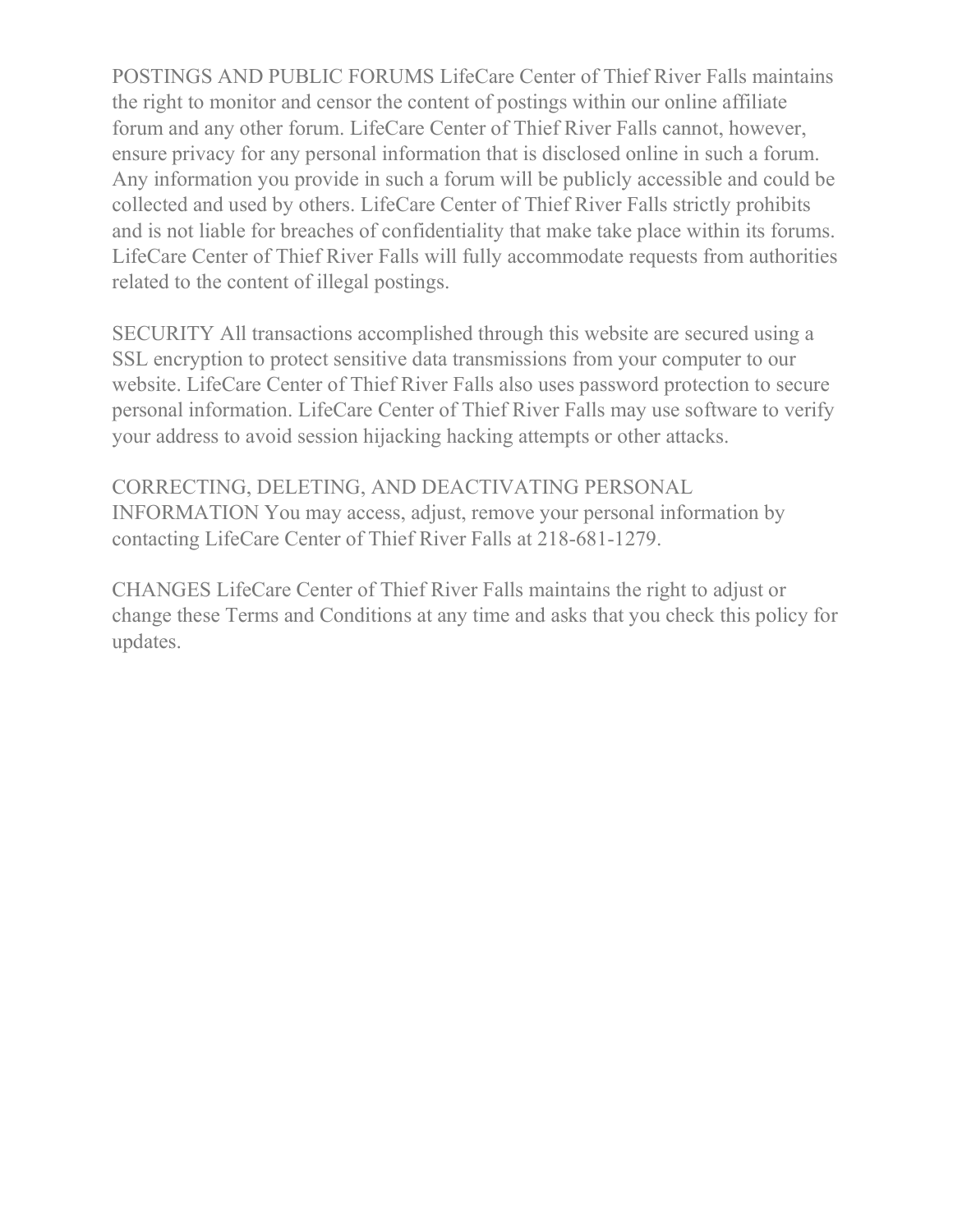POSTINGS AND PUBLIC FORUMS LifeCare Center of Thief River Falls maintains the right to monitor and censor the content of postings within our online affiliate forum and any other forum. LifeCare Center of Thief River Falls cannot, however, ensure privacy for any personal information that is disclosed online in such a forum. Any information you provide in such a forum will be publicly accessible and could be collected and used by others. LifeCare Center of Thief River Falls strictly prohibits and is not liable for breaches of confidentiality that make take place within its forums. LifeCare Center of Thief River Falls will fully accommodate requests from authorities related to the content of illegal postings.

SECURITY All transactions accomplished through this website are secured using a SSL encryption to protect sensitive data transmissions from your computer to our website. LifeCare Center of Thief River Falls also uses password protection to secure personal information. LifeCare Center of Thief River Falls may use software to verify your address to avoid session hijacking hacking attempts or other attacks.

CORRECTING, DELETING, AND DEACTIVATING PERSONAL INFORMATION You may access, adjust, remove your personal information by contacting LifeCare Center of Thief River Falls at 218-681-1279.

CHANGES LifeCare Center of Thief River Falls maintains the right to adjust or change these Terms and Conditions at any time and asks that you check this policy for updates.